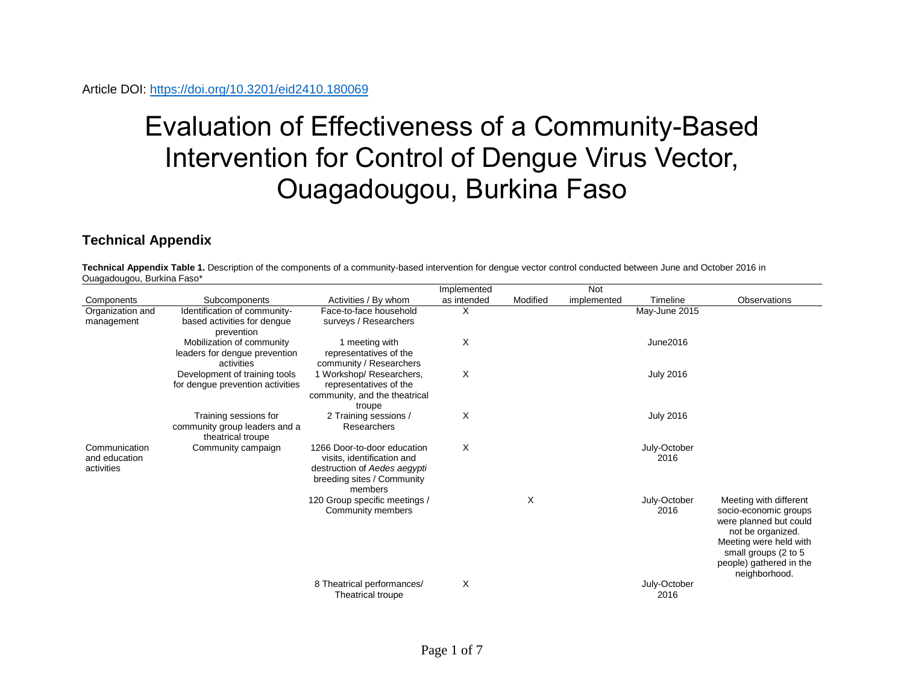Article DOI: https://doi.org/10.3201/eid2410.180069

# Evaluation of Effectiveness of a Community-Based Intervention for Control of Dengue Virus Vector, Ouagadougou, Burkina Faso

## Technical Appendix

**Technical Appendix Table 1.** Description of the components of a community-based intervention for dengue vector control conducted between June and October 2016 in Ouagadougou, Burkina Faso*

| Components | Subcomponents | Activities / By whom | Implemented as intended | Modified | Not implemented | Timeline | Observations |
|---|---|---|---|---|---|---|---|
| Organization and management | Identification of community-based activities for dengue prevention | Face-to-face household surveys / Researchers | X | | | May-June 2015 | |
| | Mobilization of community leaders for dengue prevention activities | 1 meeting with representatives of the community / Researchers | X | | | June2016 | |
| | Development of training tools for dengue prevention activities | 1 Workshop/ Researchers, representatives of the community, and the theatrical troupe | X | | | July 2016 | |
| | Training sessions for community group leaders and a theatrical troupe | 2 Training sessions / Researchers | X | | | July 2016 | |
| Communication and education activities | Community campaign | 1266 Door-to-door education visits, identification and destruction of *Aedes aegypti* breeding sites / Community members | X | | | July-October 2016 | |
| | | 120 Group specific meetings / Community members | | X | | July-October 2016 | Meeting with different socio-economic groups were planned but could not be organized. Meeting were held with small groups (2 to 5 people) gathered in the neighborhood. |
| | | 8 Theatrical performances/ Theatrical troupe | X | | | July-October 2016 | |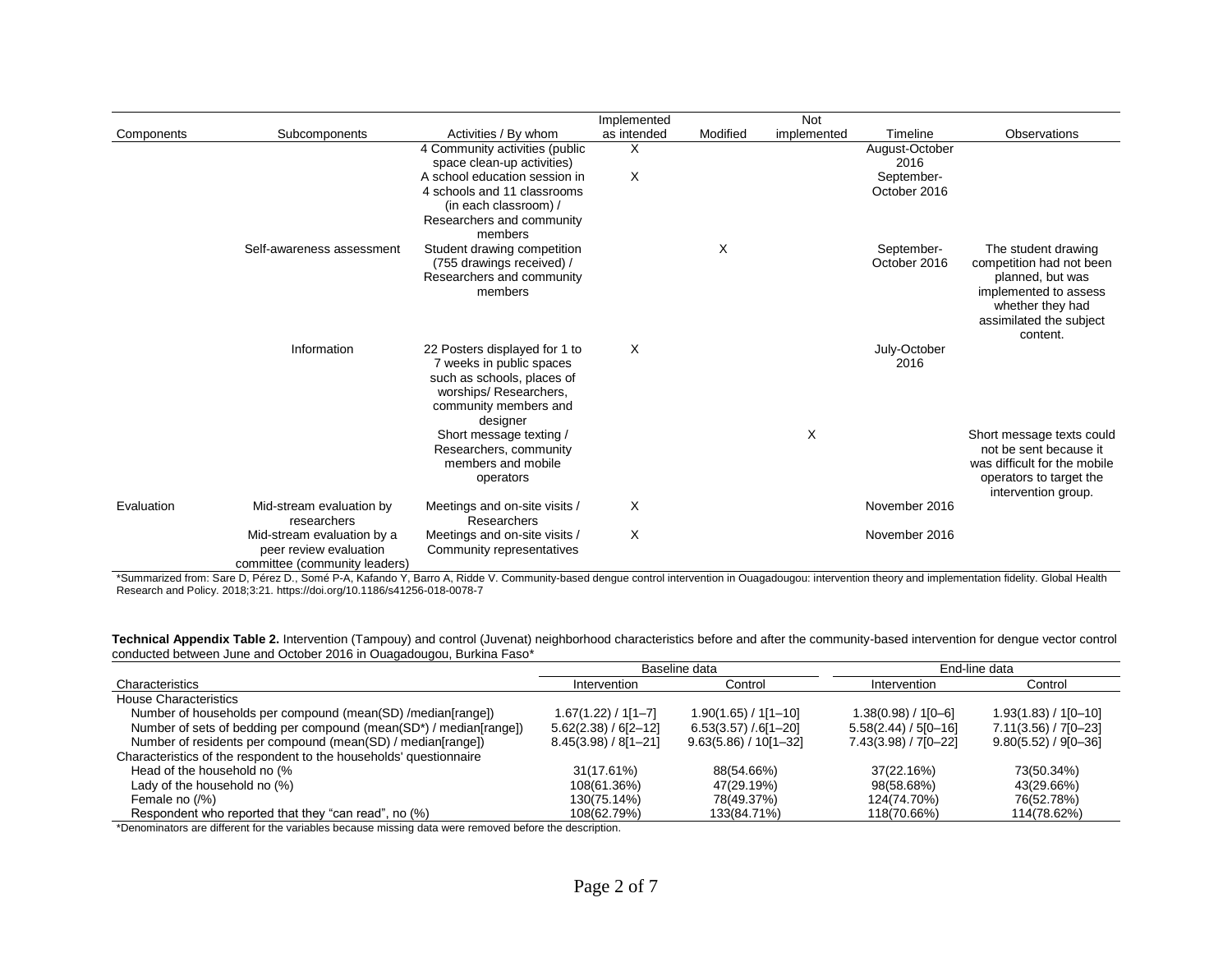| Components | Subcomponents | Activities / By whom | Implemented as intended | Modified | Not implemented | Timeline | Observations |
|---|---|---|---|---|---|---|---|
| | | 4 Community activities (public space clean-up activities) | X | | | August-October 2016 | |
| | | A school education session in 4 schools and 11 classrooms (in each classroom) / Researchers and community members | X | | | September-October 2016 | |
| | Self-awareness assessment | Student drawing competition (755 drawings received) / Researchers and community members | | X | | September-October 2016 | The student drawing competition had not been planned, but was implemented to assess whether they had assimilated the subject content. |
| | Information | 22 Posters displayed for 1 to 7 weeks in public spaces such as schools, places of worships/ Researchers, community members and designer | X | | | July-October 2016 | |
| | | Short message texting / Researchers, community members and mobile operators | | | X | | Short message texts could not be sent because it was difficult for the mobile operators to target the intervention group. |
| Evaluation | Mid-stream evaluation by researchers | Meetings and on-site visits / Researchers | X | | | November 2016 | |
| | Mid-stream evaluation by a peer review evaluation committee (community leaders) | Meetings and on-site visits / Community representatives | X | | | November 2016 | |

*Summarized from: Sare D, Pérez D., Somé P-A, Kafando Y, Barro A, Ridde V. Community-based dengue control intervention in Ouagadougou: intervention theory and implementation fidelity. Global Health Research and Policy. 2018;3:21. https://doi.org/10.1186/s41256-018-0078-7

**Technical Appendix Table 2.** Intervention (Tampouy) and control (Juvenat) neighborhood characteristics before and after the community-based intervention for dengue vector control conducted between June and October 2016 in Ouagadougou, Burkina Faso*

| Characteristics | Baseline data | | End-line data | |
|---|---|---|---|---|
| | Intervention | Control | Intervention | Control |
| House Characteristics | | | | |
| Number of households per compound (mean(SD) /median[range]) | 1.67(1.22) / 1[1–7] | 1.90(1.65) / 1[1–10] | 1.38(0.98) / 1[0–6] | 1.93(1.83) / 1[0–10] |
| Number of sets of bedding per compound (mean(SD*) / median[range]) | 5.62(2.38) / 6[2–12] | 6.53(3.57) /.6[1–20] | 5.58(2.44) / 5[0–16] | 7.11(3.56) / 7[0–23] |
| Number of residents per compound (mean(SD) / median[range]) | 8.45(3.98) / 8[1–21] | 9.63(5.86) / 10[1–32] | 7.43(3.98) / 7[0–22] | 9.80(5.52) / 9[0–36] |
| Characteristics of the respondent to the households' questionnaire | | | | |
| Head of the household no (% | 31(17.61%) | 88(54.66%) | 37(22.16%) | 73(50.34%) |
| Lady of the household no (%) | 108(61.36%) | 47(29.19%) | 98(58.68%) | 43(29.66%) |
| Female no (/%) | 130(75.14%) | 78(49.37%) | 124(74.70%) | 76(52.78%) |
| Respondent who reported that they "can read", no (%) | 108(62.79%) | 133(84.71%) | 118(70.66%) | 114(78.62%) |

*Denominators are different for the variables because missing data were removed before the description.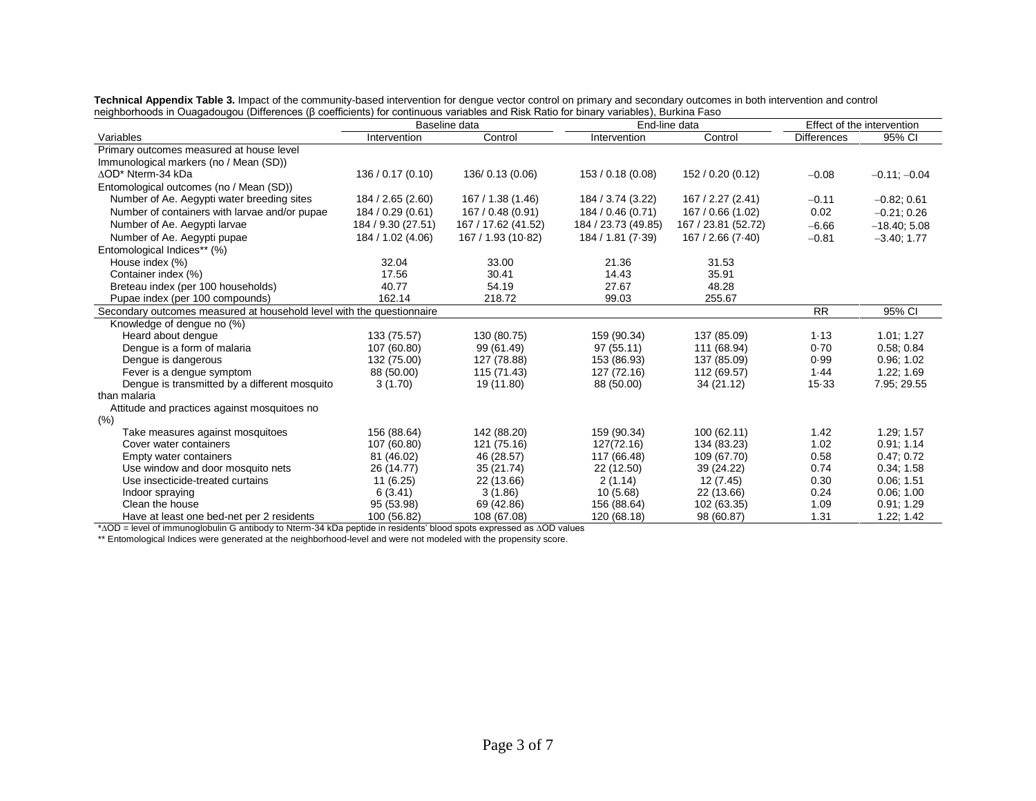**Technical Appendix Table 3.** Impact of the community-based intervention for dengue vector control on primary and secondary outcomes in both intervention and control neighborhoods in Ouagadougou (Differences (β coefficients) for continuous variables and Risk Ratio for binary variables), Burkina Faso

| Variables | Baseline data | | End-line data | | Effect of the intervention | |
|---|---|---|---|---|---|---|
| | Intervention | Control | Intervention | Control | Differences | 95% CI |
| Primary outcomes measured at house level | | | | | | |
| Immunological markers (no / Mean (SD)) | | | | | | |
| ∆OD* Nterm-34 kDa | 136 / 0.17 (0.10) | 136/ 0.13 (0.06) | 153 / 0.18 (0.08) | 152 / 0.20 (0.12) | −0.08 | −0.11; −0.04 |
| Entomological outcomes (no / Mean (SD)) | | | | | | |
| Number of Ae. Aegypti water breeding sites | 184 / 2.65 (2.60) | 167 / 1.38 (1.46) | 184 / 3.74 (3.22) | 167 / 2.27 (2.41) | −0.11 | −0.82; 0.61 |
| Number of containers with larvae and/or pupae | 184 / 0.29 (0.61) | 167 / 0.48 (0.91) | 184 / 0.46 (0.71) | 167 / 0.66 (1.02) | 0.02 | −0.21; 0.26 |
| Number of Ae. Aegypti larvae | 184 / 9.30 (27.51) | 167 / 17.62 (41.52) | 184 / 23.73 (49.85) | 167 / 23.81 (52.72) | −6.66 | −18.40; 5.08 |
| Number of Ae. Aegypti pupae | 184 / 1.02 (4.06) | 167 / 1.93 (10·82) | 184 / 1.81 (7·39) | 167 / 2.66 (7·40) | −0.81 | −3.40; 1.77 |
| Entomological Indices** (%) | | | | | | |
| House index (%) | 32.04 | 33.00 | 21.36 | 31.53 | | |
| Container index (%) | 17.56 | 30.41 | 14.43 | 35.91 | | |
| Breteau index (per 100 households) | 40.77 | 54.19 | 27.67 | 48.28 | | |
| Pupae index (per 100 compounds) | 162.14 | 218.72 | 99.03 | 255.67 | | |
| Secondary outcomes measured at household level with the questionnaire | | | | | RR | 95% CI |
| Knowledge of dengue no (%) | | | | | | |
| Heard about dengue | 133 (75.57) | 130 (80.75) | 159 (90.34) | 137 (85.09) | 1·13 | 1.01; 1.27 |
| Dengue is a form of malaria | 107 (60.80) | 99 (61.49) | 97 (55.11) | 111 (68.94) | 0·70 | 0.58; 0.84 |
| Dengue is dangerous | 132 (75.00) | 127 (78.88) | 153 (86.93) | 137 (85.09) | 0·99 | 0.96; 1.02 |
| Fever is a dengue symptom | 88 (50.00) | 115 (71.43) | 127 (72.16) | 112 (69.57) | 1·44 | 1.22; 1.69 |
| Dengue is transmitted by a different mosquito than malaria | 3 (1.70) | 19 (11.80) | 88 (50.00) | 34 (21.12) | 15·33 | 7.95; 29.55 |
| Attitude and practices against mosquitoes no (%) | | | | | | |
| Take measures against mosquitoes | 156 (88.64) | 142 (88.20) | 159 (90.34) | 100 (62.11) | 1.42 | 1.29; 1.57 |
| Cover water containers | 107 (60.80) | 121 (75.16) | 127(72.16) | 134 (83.23) | 1.02 | 0.91; 1.14 |
| Empty water containers | 81 (46.02) | 46 (28.57) | 117 (66.48) | 109 (67.70) | 0.58 | 0.47; 0.72 |
| Use window and door mosquito nets | 26 (14.77) | 35 (21.74) | 22 (12.50) | 39 (24.22) | 0.74 | 0.34; 1.58 |
| Use insecticide-treated curtains | 11 (6.25) | 22 (13.66) | 2 (1.14) | 12 (7.45) | 0.30 | 0.06; 1.51 |
| Indoor spraying | 6 (3.41) | 3 (1.86) | 10 (5.68) | 22 (13.66) | 0.24 | 0.06; 1.00 |
| Clean the house | 95 (53.98) | 69 (42.86) | 156 (88.64) | 102 (63.35) | 1.09 | 0.91; 1.29 |
| Have at least one bed-net per 2 residents | 100 (56.82) | 108 (67.08) | 120 (68.18) | 98 (60.87) | 1.31 | 1.22; 1.42 |

*∆OD = level of immunoglobulin G antibody to Nterm-34 kDa peptide in residents' blood spots expressed as ∆OD values

** Entomological Indices were generated at the neighborhood-level and were not modeled with the propensity score.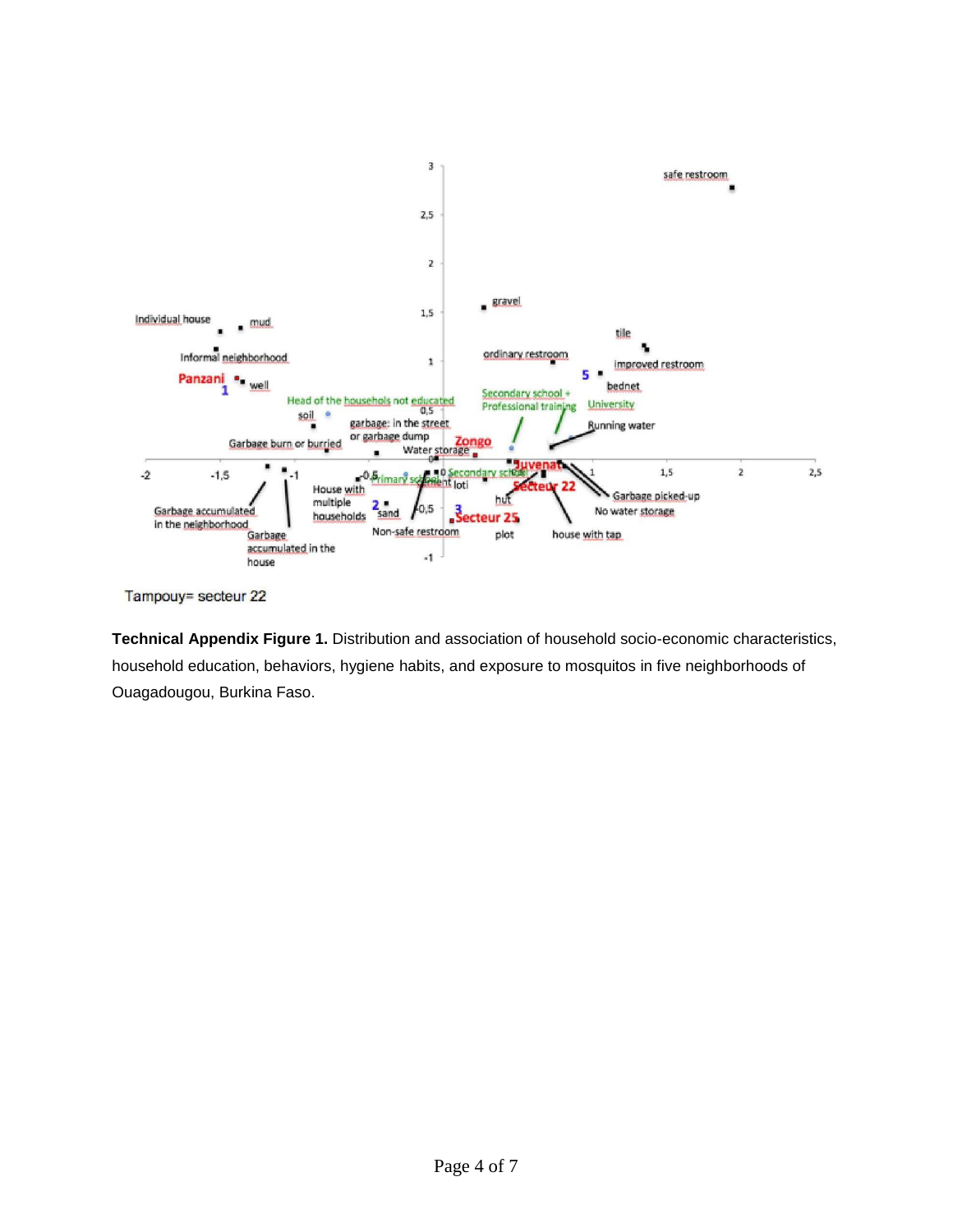Tampouy= secteur 22

**Technical Appendix Figure 1.** Distribution and association of household socio-economic characteristics, household education, behaviors, hygiene habits, and exposure to mosquitos in five neighborhoods of Ouagadougou, Burkina Faso.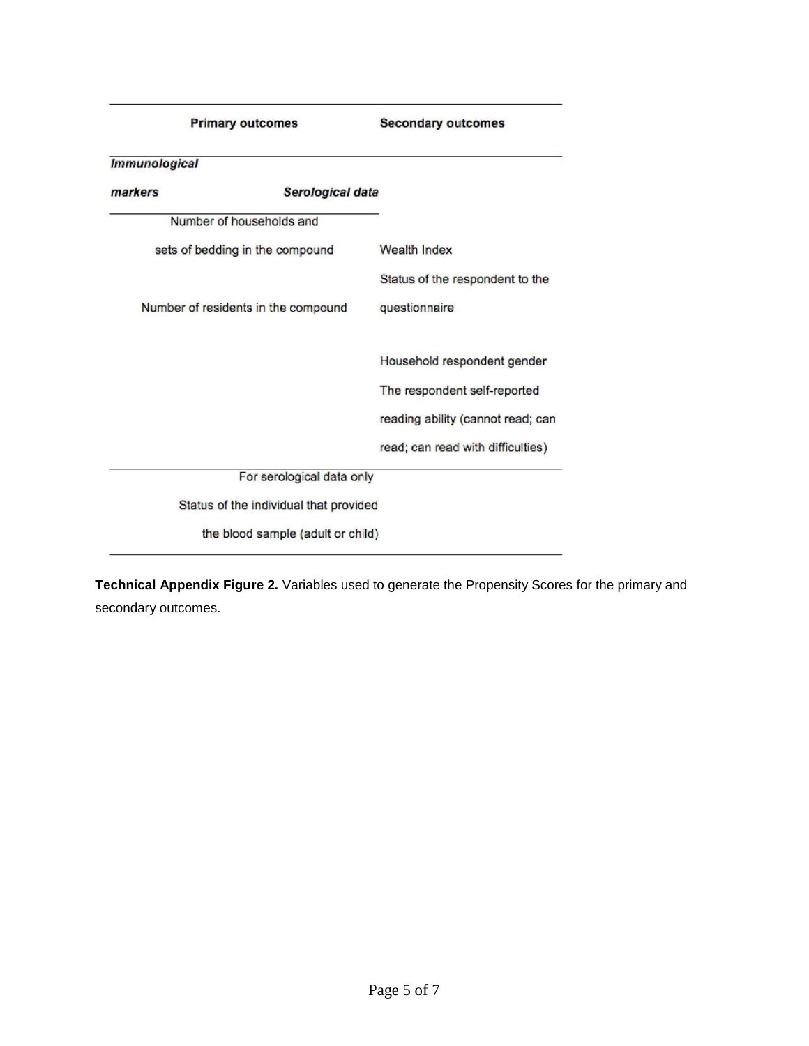| Primary outcomes | | Secondary outcomes |
|---|---|---|
| ***Immunological markers*** | ***Serological data*** | |
| Number of households and sets of bedding in the compound | | Wealth Index |
| Number of residents in the compound | | Status of the respondent to the questionnaire |
| | | Household respondent gender |
| | | The respondent self-reported reading ability (cannot read; can read; can read with difficulties) |
| | For serological data only | |
| | Status of the individual that provided the blood sample (adult or child) | |

**Technical Appendix Figure 2.** Variables used to generate the Propensity Scores for the primary and secondary outcomes.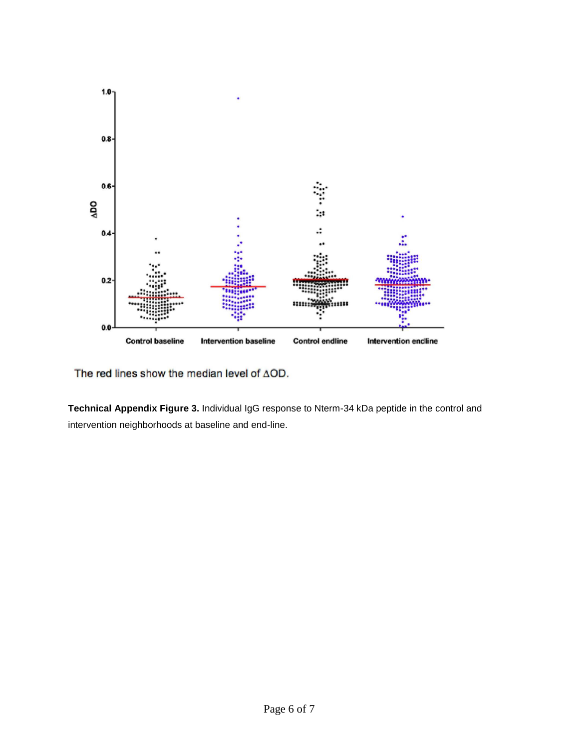The red lines show the median level of ΔOD.

**Technical Appendix Figure 3.** Individual IgG response to Nterm-34 kDa peptide in the control and intervention neighborhoods at baseline and end-line.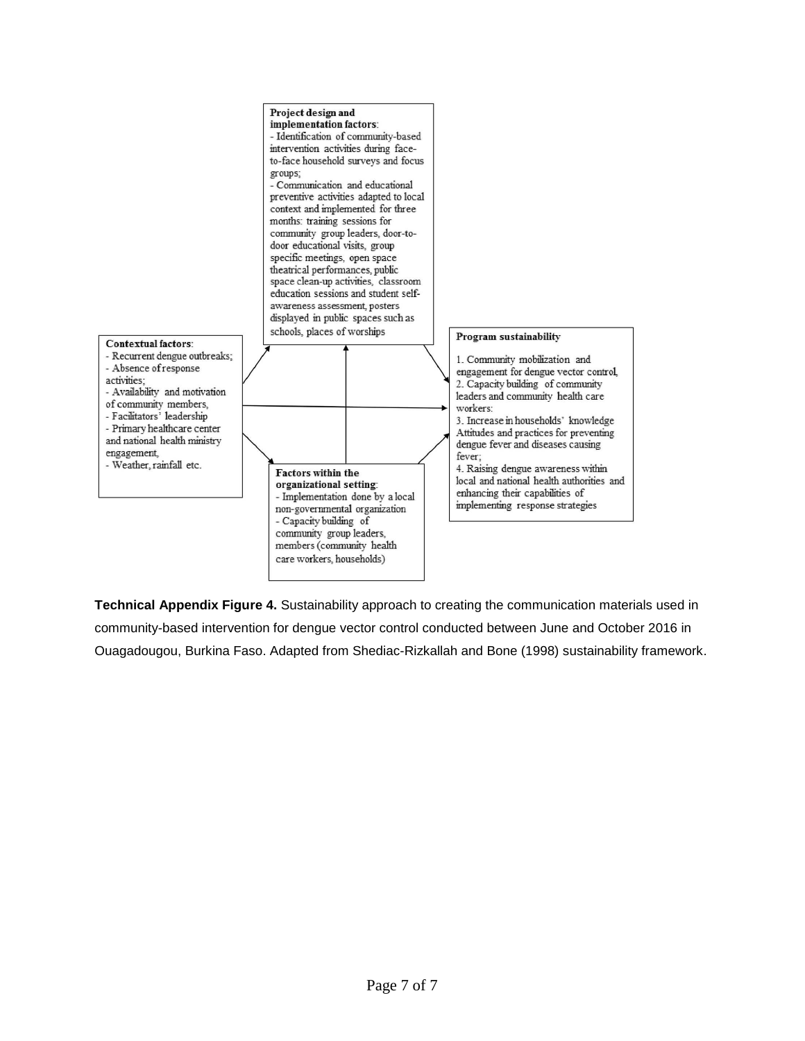**Project design and implementation factors**:
- Identification of community-based intervention activities during face-to-face household surveys and focus groups;
- Communication and educational preventive activities adapted to local context and implemented for three months: training sessions for community group leaders, door-to-door educational visits, group specific meetings, open space theatrical performances, public space clean-up activities, classroom education sessions and student self-awareness assessment, posters displayed in public spaces such as schools, places of worships

**Contextual factors**:
- Recurrent dengue outbreaks;
- Absence of response activities;
- Availability and motivation of community members,
- Facilitators' leadership
- Primary healthcare center and national health ministry engagement,
- Weather, rainfall etc.

**Program sustainability**

1. Community mobilization and engagement for dengue vector control,
2. Capacity building of community leaders and community health care workers:
3. Increase in households' knowledge Attitudes and practices for preventing dengue fever and diseases causing fever;
4. Raising dengue awareness within local and national health authorities and enhancing their capabilities of implementing response strategies

**Factors within the organizational setting**:
- Implementation done by a local non-governmental organization
- Capacity building of community group leaders, members (community health care workers, households)

**Technical Appendix Figure 4.** Sustainability approach to creating the communication materials used in community-based intervention for dengue vector control conducted between June and October 2016 in Ouagadougou, Burkina Faso. Adapted from Shediac-Rizkallah and Bone (1998) sustainability framework.